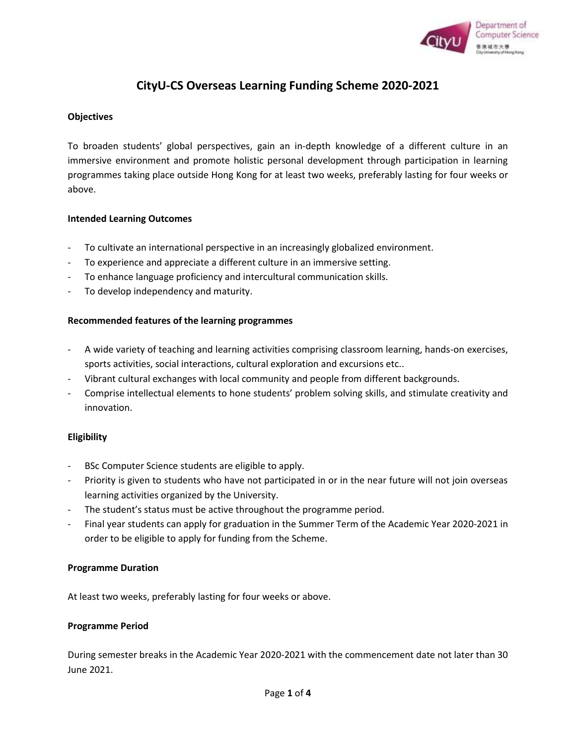# CityU-CS Overseas Learning Funding Scheme 2020-2021

### Objectives

To broaden students' global perspectives, gain an in-depth knowledge of a different culture in an immersive environment and promote holistic personal development through participation in learning programmes taking place outside Hong Kong for at least two weeks, preferably lasting for four weeks or above.

### Intended Learning Outcomes

- To cultivate an international perspective in an increasingly globalized environment.
- To experience and appreciate a different culture in an immersive setting.
- To enhance language proficiency and intercultural communication skills.
- To develop independency and maturity.

### Recommended features of the learning programmes

- A wide variety of teaching and learning activities comprising classroom learning, hands-on exercises, sports activities, social interactions, cultural exploration and excursions etc..
- Vibrant cultural exchanges with local community and people from different backgrounds.
- Comprise intellectual elements to hone students' problem solving skills, and stimulate creativity and innovation.

### Eligibility

- BSc Computer Science students are eligible to apply.
- Priority is given to students who have not participated in or in the near future will not join overseas learning activities organized by the University.
- The student's status must be active throughout the programme period.
- Final year students can apply for graduation in the Summer Term of the Academic Year 2020-2021 in order to be eligible to apply for funding from the Scheme.

### Programme Duration

At least two weeks, preferably lasting for four weeks or above.

### Programme Period

During semester breaks in the Academic Year 2020-2021 with the commencement date not later than 30 June 2021.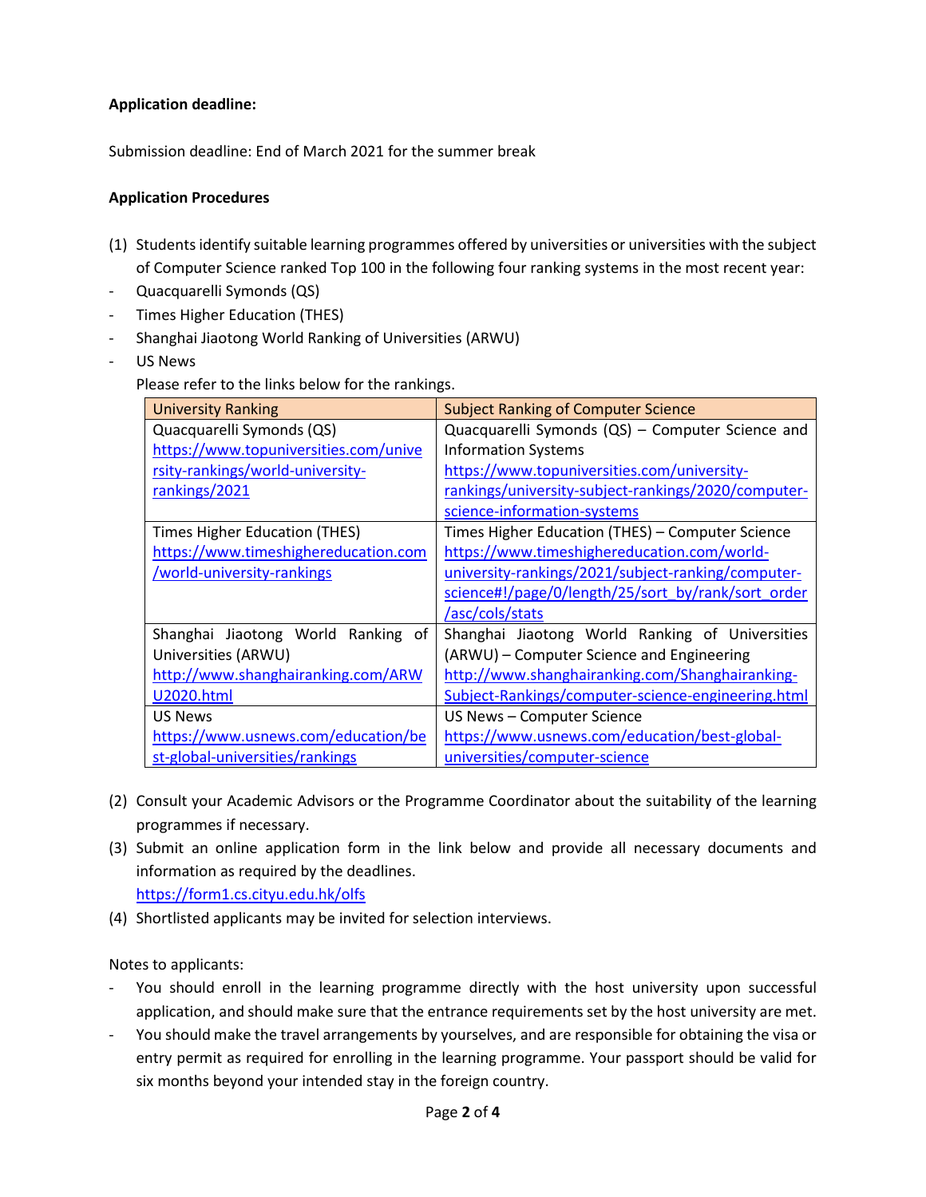**Application deadline:**

Submission deadline: End of March 2021 for the summer break

**Application Procedures**

(1) Students identify suitable learning programmes offered by universities or universities with the subject of Computer Science ranked Top 100 in the following four ranking systems in the most recent year:

- Quacquarelli Symonds (QS)
- Times Higher Education (THES)
- Shanghai Jiaotong World Ranking of Universities (ARWU)
- US News

Please refer to the links below for the rankings.

| University Ranking | Subject Ranking of Computer Science |
| --- | --- |
| Quacquarelli Symonds (QS) https://www.topuniversities.com/university-rankings/world-university-rankings/2021 | Quacquarelli Symonds (QS) – Computer Science and Information Systems https://www.topuniversities.com/university-rankings/university-subject-rankings/2020/computer-science-information-systems |
| Times Higher Education (THES) https://www.timeshighereducation.com/world-university-rankings | Times Higher Education (THES) – Computer Science https://www.timeshighereducation.com/world-university-rankings/2021/subject-ranking/computer-science#!/page/0/length/25/sort_by/rank/sort_order/asc/cols/stats |
| Shanghai Jiaotong World Ranking of Universities (ARWU) http://www.shanghairanking.com/ARWU2020.html | Shanghai Jiaotong World Ranking of Universities (ARWU) – Computer Science and Engineering http://www.shanghairanking.com/Shanghairanking-Subject-Rankings/computer-science-engineering.html |
| US News https://www.usnews.com/education/best-global-universities/rankings | US News – Computer Science https://www.usnews.com/education/best-global-universities/computer-science |

(2) Consult your Academic Advisors or the Programme Coordinator about the suitability of the learning programmes if necessary.

(3) Submit an online application form in the link below and provide all necessary documents and information as required by the deadlines.
https://form1.cs.cityu.edu.hk/olfs

(4) Shortlisted applicants may be invited for selection interviews.

Notes to applicants:

- You should enroll in the learning programme directly with the host university upon successful application, and should make sure that the entrance requirements set by the host university are met.
- You should make the travel arrangements by yourselves, and are responsible for obtaining the visa or entry permit as required for enrolling in the learning programme. Your passport should be valid for six months beyond your intended stay in the foreign country.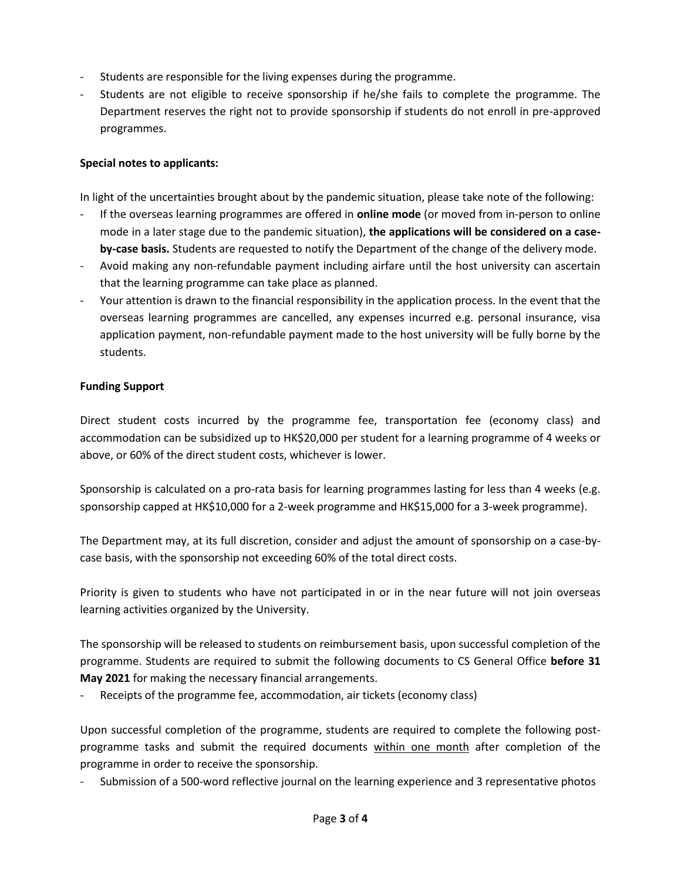- Students are responsible for the living expenses during the programme.
- Students are not eligible to receive sponsorship if he/she fails to complete the programme. The Department reserves the right not to provide sponsorship if students do not enroll in pre-approved programmes.

**Special notes to applicants:**

In light of the uncertainties brought about by the pandemic situation, please take note of the following:

- If the overseas learning programmes are offered in **online mode** (or moved from in-person to online mode in a later stage due to the pandemic situation), **the applications will be considered on a case-by-case basis.** Students are requested to notify the Department of the change of the delivery mode.
- Avoid making any non-refundable payment including airfare until the host university can ascertain that the learning programme can take place as planned.
- Your attention is drawn to the financial responsibility in the application process. In the event that the overseas learning programmes are cancelled, any expenses incurred e.g. personal insurance, visa application payment, non-refundable payment made to the host university will be fully borne by the students.

**Funding Support**

Direct student costs incurred by the programme fee, transportation fee (economy class) and accommodation can be subsidized up to HK$20,000 per student for a learning programme of 4 weeks or above, or 60% of the direct student costs, whichever is lower.

Sponsorship is calculated on a pro-rata basis for learning programmes lasting for less than 4 weeks (e.g. sponsorship capped at HK$10,000 for a 2-week programme and HK$15,000 for a 3-week programme).

The Department may, at its full discretion, consider and adjust the amount of sponsorship on a case-by-case basis, with the sponsorship not exceeding 60% of the total direct costs.

Priority is given to students who have not participated in or in the near future will not join overseas learning activities organized by the University.

The sponsorship will be released to students on reimbursement basis, upon successful completion of the programme. Students are required to submit the following documents to CS General Office **before 31 May 2021** for making the necessary financial arrangements.

- Receipts of the programme fee, accommodation, air tickets (economy class)

Upon successful completion of the programme, students are required to complete the following post-programme tasks and submit the required documents <u>within one month</u> after completion of the programme in order to receive the sponsorship.

- Submission of a 500-word reflective journal on the learning experience and 3 representative photos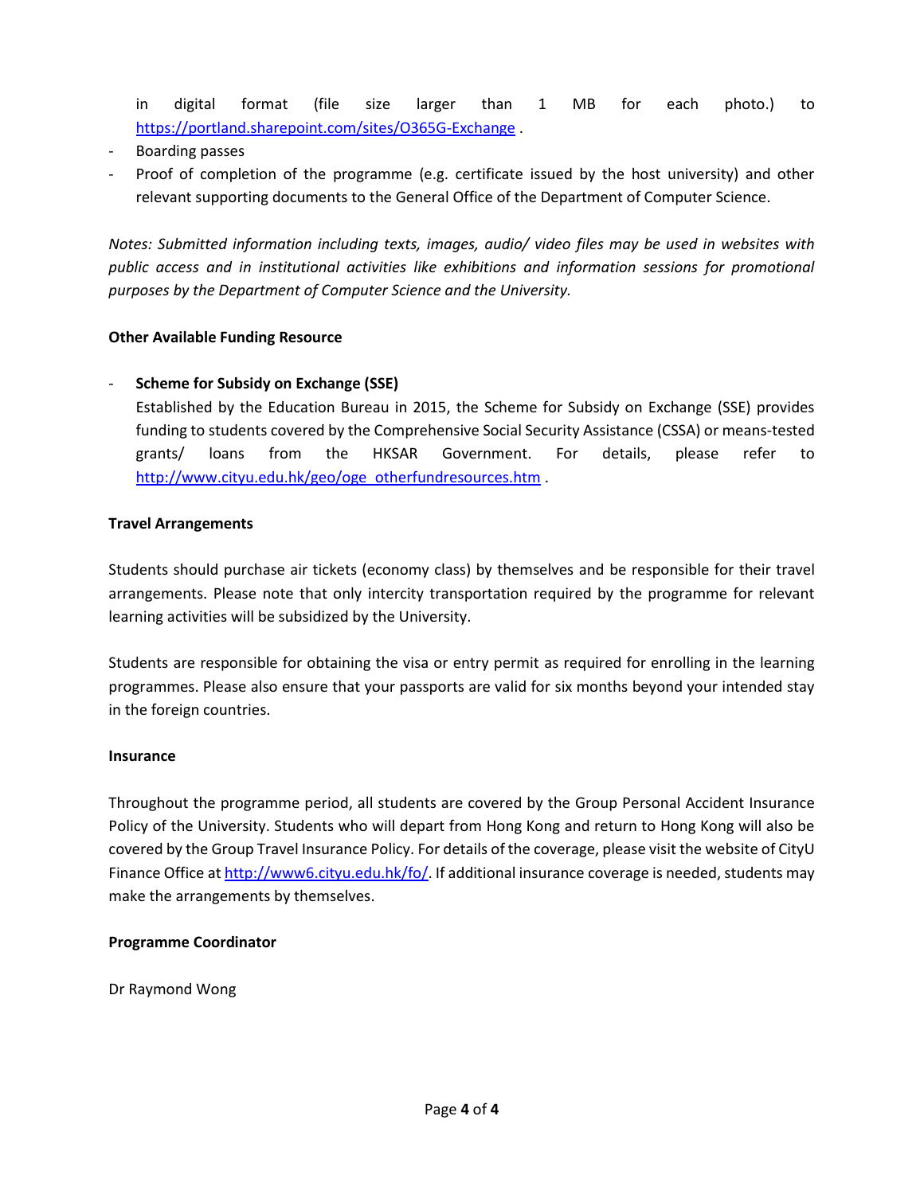in digital format (file size larger than 1 MB for each photo.) to https://portland.sharepoint.com/sites/O365G-Exchange .

- Boarding passes
- Proof of completion of the programme (e.g. certificate issued by the host university) and other relevant supporting documents to the General Office of the Department of Computer Science.

*Notes: Submitted information including texts, images, audio/ video files may be used in websites with public access and in institutional activities like exhibitions and information sessions for promotional purposes by the Department of Computer Science and the University.*

**Other Available Funding Resource**

- **Scheme for Subsidy on Exchange (SSE)**
  Established by the Education Bureau in 2015, the Scheme for Subsidy on Exchange (SSE) provides funding to students covered by the Comprehensive Social Security Assistance (CSSA) or means-tested grants/ loans from the HKSAR Government. For details, please refer to http://www.cityu.edu.hk/geo/oge_otherfundresources.htm .

**Travel Arrangements**

Students should purchase air tickets (economy class) by themselves and be responsible for their travel arrangements. Please note that only intercity transportation required by the programme for relevant learning activities will be subsidized by the University.

Students are responsible for obtaining the visa or entry permit as required for enrolling in the learning programmes. Please also ensure that your passports are valid for six months beyond your intended stay in the foreign countries.

**Insurance**

Throughout the programme period, all students are covered by the Group Personal Accident Insurance Policy of the University. Students who will depart from Hong Kong and return to Hong Kong will also be covered by the Group Travel Insurance Policy. For details of the coverage, please visit the website of CityU Finance Office at http://www6.cityu.edu.hk/fo/. If additional insurance coverage is needed, students may make the arrangements by themselves.

**Programme Coordinator**

Dr Raymond Wong